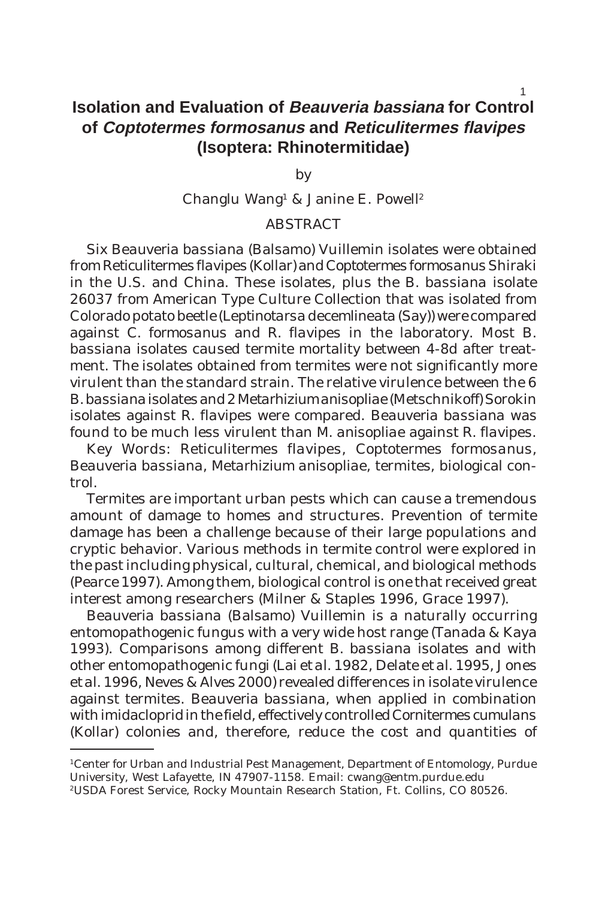# Isolation and Evaluation of *Beauveria bassiana* for Control of *Coptotermes formosanus* and *Reticulitermes flavipes* (Isoptera: Rhinotermitidae)

by

Changlu Wang[1] & Janine E. Powell[2]

## ABSTRACT

Six *Beauveria bassiana* (Balsamo) Vuillemin isolates were obtained from *Reticulitermes flavipes* (Kollar) and *Coptotermes formosanus* Shiraki in the U.S. and China. These isolates, plus the *B. bassiana* isolate 26037 from American Type Culture Collection that was isolated from Colorado potato beetle (*Leptinotarsa decemlineata* (Say)) were compared against *C. formosanus* and *R. flavipes* in the laboratory. Most *B. bassiana* isolates caused termite mortality between 4-8d after treatment. The isolates obtained from termites were not significantly more virulent than the standard strain. The relative virulence between the 6 *B. bassiana* isolates and 2 *Metarhizium anisopliae* (Metschnikoff) Sorokin isolates against *R. flavipes* were compared. *Beauveria bassiana* was found to be much less virulent than *M. anisopliae* against *R. flavipes*.

Key Words: *Reticulitermes flavipes*, *Coptotermes formosanus*, *Beauveria bassiana*, *Metarhizium anisopliae*, termites, biological control.

Termites are important urban pests which can cause a tremendous amount of damage to homes and structures. Prevention of termite damage has been a challenge because of their large populations and cryptic behavior. Various methods in termite control were explored in the past including physical, cultural, chemical, and biological methods (Pearce 1997). Among them, biological control is one that received great interest among researchers (Milner & Staples 1996, Grace 1997).

*Beauveria bassiana* (Balsamo) Vuillemin is a naturally occurring entomopathogenic fungus with a very wide host range (Tanada & Kaya 1993). Comparisons among different *B. bassiana* isolates and with other entomopathogenic fungi (Lai *et al.* 1982, Delate *et al.* 1995, Jones *et al.* 1996, Neves & Alves 2000) revealed differences in isolate virulence against termites. *Beauveria bassiana*, when applied in combination with imidacloprid in the field, effectively controlled *Cornitermes cumulans* (Kollar) colonies and, therefore, reduce the cost and quantities of

---

[1]Center for Urban and Industrial Pest Management, Department of Entomology, Purdue University, West Lafayette, IN 47907-1158. Email: cwang@entm.purdue.edu

[2]USDA Forest Service, Rocky Mountain Research Station, Ft. Collins, CO 80526.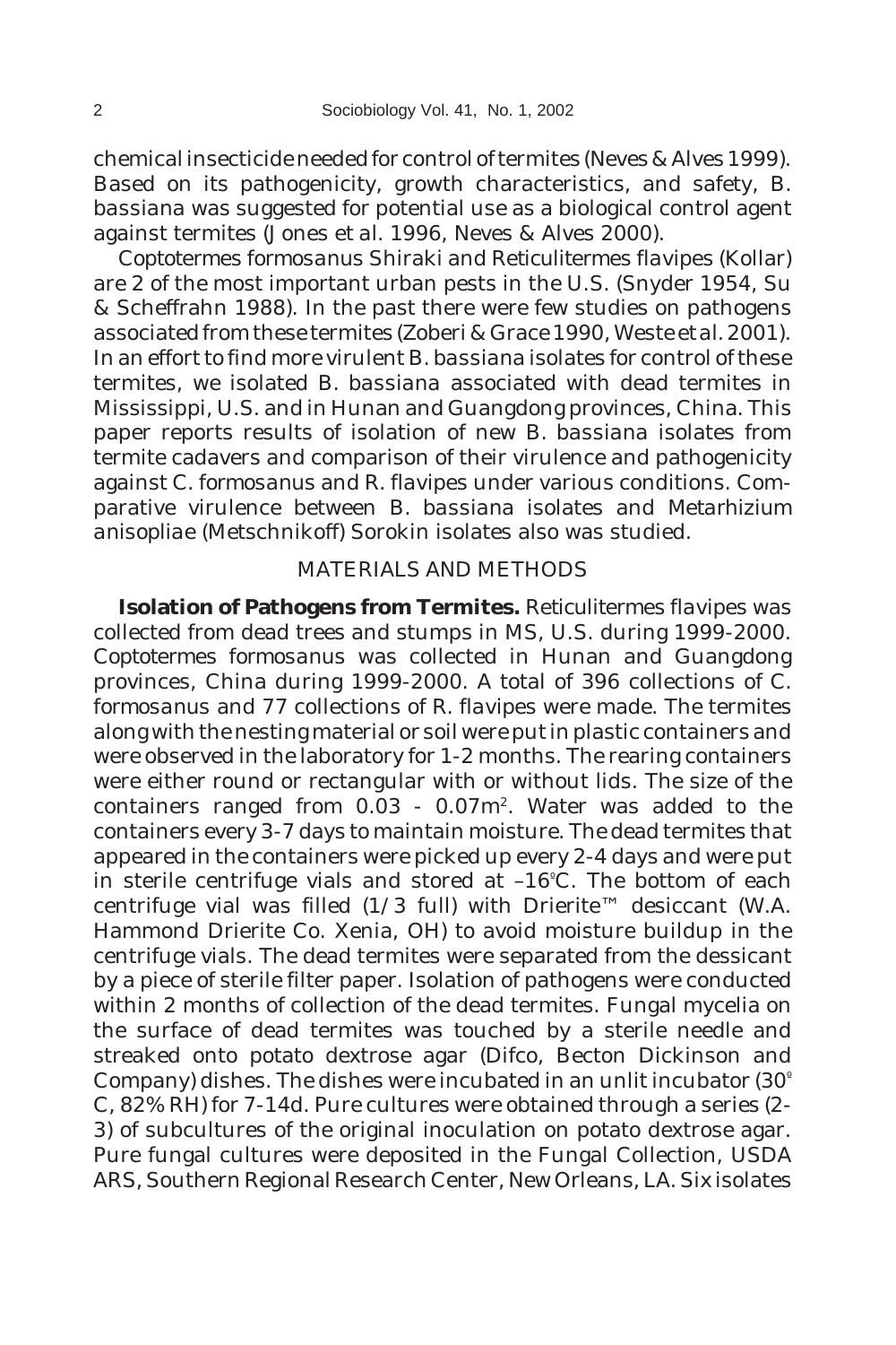chemical insecticide needed for control of termites (Neves & Alves 1999). Based on its pathogenicity, growth characteristics, and safety, *B. bassiana* was suggested for potential use as a biological control agent against termites (Jones *et al.* 1996, Neves & Alves 2000).

*Coptotermes formosanus* Shiraki and *Reticulitermes flavipes* (Kollar) are 2 of the most important urban pests in the U.S. (Snyder 1954, Su & Scheffrahn 1988). In the past there were few studies on pathogens associated from these termites (Zoberi & Grace 1990, Weste *et al.* 2001). In an effort to find more virulent *B. bassiana* isolates for control of these termites, we isolated *B. bassiana* associated with dead termites in Mississippi, U.S. and in Hunan and Guangdong provinces, China. This paper reports results of isolation of new *B. bassiana* isolates from termite cadavers and comparison of their virulence and pathogenicity against *C. formosanus* and *R. flavipes* under various conditions. Comparative virulence between *B. bassiana* isolates and *Metarhizium anisopliae* (Metschnikoff) Sorokin isolates also was studied.

## MATERIALS AND METHODS

**Isolation of Pathogens from Termites.** *Reticulitermes flavipes* was collected from dead trees and stumps in MS, U.S. during 1999-2000. *Coptotermes formosanus* was collected in Hunan and Guangdong provinces, China during 1999-2000. A total of 396 collections of *C. formosanus* and 77 collections of *R. flavipes* were made. The termites along with the nesting material or soil were put in plastic containers and were observed in the laboratory for 1-2 months. The rearing containers were either round or rectangular with or without lids. The size of the containers ranged from 0.03 - 0.07m$^2$. Water was added to the containers every 3-7 days to maintain moisture. The dead termites that appeared in the containers were picked up every 2-4 days and were put in sterile centrifuge vials and stored at –16°C. The bottom of each centrifuge vial was filled (1/3 full) with Drierite™ desiccant (W.A. Hammond Drierite Co. Xenia, OH) to avoid moisture buildup in the centrifuge vials. The dead termites were separated from the dessicant by a piece of sterile filter paper. Isolation of pathogens were conducted within 2 months of collection of the dead termites. Fungal mycelia on the surface of dead termites was touched by a sterile needle and streaked onto potato dextrose agar (Difco, Becton Dickinson and Company) dishes. The dishes were incubated in an unlit incubator (30° C, 82% RH) for 7-14d. Pure cultures were obtained through a series (2-3) of subcultures of the original inoculation on potato dextrose agar. Pure fungal cultures were deposited in the Fungal Collection, USDA ARS, Southern Regional Research Center, New Orleans, LA. Six isolates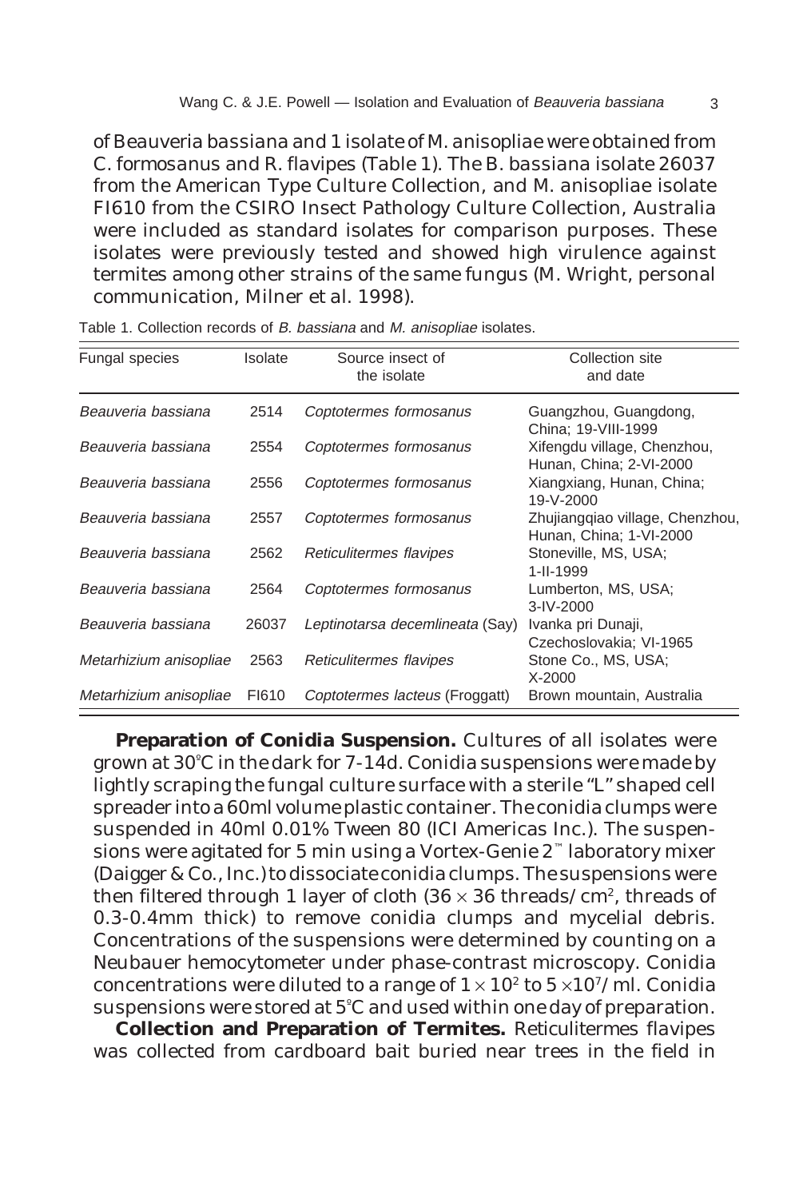of *Beauveria bassiana* and 1 isolate of *M. anisopliae* were obtained from *C. formosanus* and *R. flavipes* (Table 1). The *B. bassiana* isolate 26037 from the American Type Culture Collection, and *M. anisopliae* isolate FI610 from the CSIRO Insect Pathology Culture Collection, Australia were included as standard isolates for comparison purposes. These isolates were previously tested and showed high virulence against termites among other strains of the same fungus (M. Wright, personal communication, Milner et al. 1998).

Table 1. Collection records of *B. bassiana* and *M. anisopliae* isolates.

| Fungal species | Isolate | Source insect of the isolate | Collection site and date |
|---|---|---|---|
| *Beauveria bassiana* | 2514 | *Coptotermes formosanus* | Guangzhou, Guangdong, China; 19-VIII-1999 |
| *Beauveria bassiana* | 2554 | *Coptotermes formosanus* | Xifengdu village, Chenzhou, Hunan, China; 2-VI-2000 |
| *Beauveria bassiana* | 2556 | *Coptotermes formosanus* | Xiangxiang, Hunan, China; 19-V-2000 |
| *Beauveria bassiana* | 2557 | *Coptotermes formosanus* | Zhujiangqiao village, Chenzhou, Hunan, China; 1-VI-2000 |
| *Beauveria bassiana* | 2562 | *Reticulitermes flavipes* | Stoneville, MS, USA; 1-II-1999 |
| *Beauveria bassiana* | 2564 | *Coptotermes formosanus* | Lumberton, MS, USA; 3-IV-2000 |
| *Beauveria bassiana* | 26037 | *Leptinotarsa decemlineata* (Say) | Ivanka pri Dunaji, Czechoslovakia; VI-1965 |
| *Metarhizium anisopliae* | 2563 | *Reticulitermes flavipes* | Stone Co., MS, USA; X-2000 |
| *Metarhizium anisopliae* | FI610 | *Coptotermes lacteus* (Froggatt) | Brown mountain, Australia |

**Preparation of Conidia Suspension.** Cultures of all isolates were grown at 30°C in the dark for 7-14d. Conidia suspensions were made by lightly scraping the fungal culture surface with a sterile "L" shaped cell spreader into a 60ml volume plastic container. The conidia clumps were suspended in 40ml 0.01% Tween 80 (ICI Americas Inc.). The suspensions were agitated for 5 min using a Vortex-Genie 2™ laboratory mixer (Daigger & Co., Inc.) to dissociate conidia clumps. The suspensions were then filtered through 1 layer of cloth ($36 \times 36$ threads/cm$^2$, threads of 0.3-0.4mm thick) to remove conidia clumps and mycelial debris. Concentrations of the suspensions were determined by counting on a Neubauer hemocytometer under phase-contrast microscopy. Conidia concentrations were diluted to a range of $1 \times 10^2$ to $5 \times 10^7$/ml. Conidia suspensions were stored at 5°C and used within one day of preparation.

**Collection and Preparation of Termites.** *Reticulitermes flavipes* was collected from cardboard bait buried near trees in the field in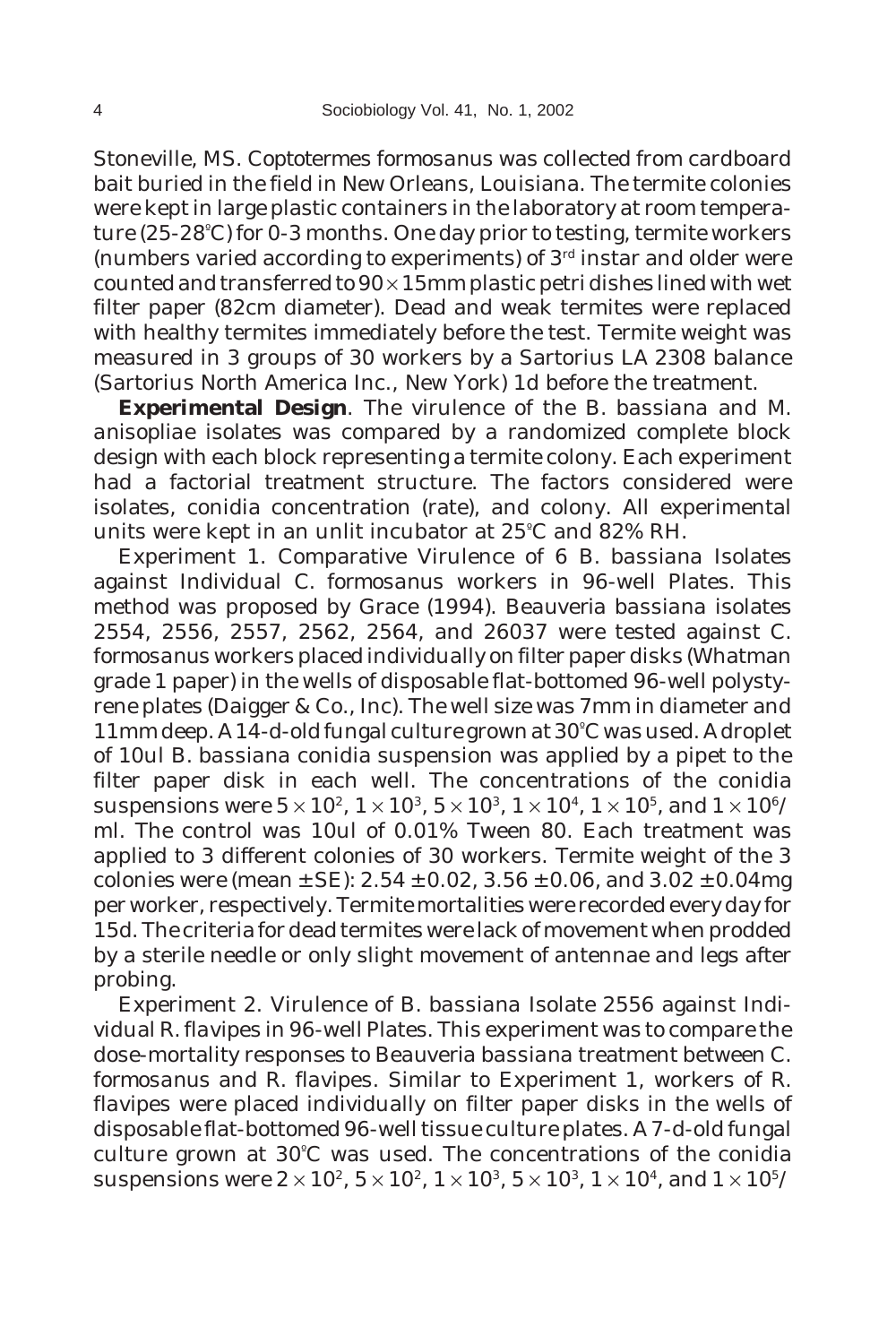Stoneville, MS. *Coptotermes formosanus* was collected from cardboard bait buried in the field in New Orleans, Louisiana. The termite colonies were kept in large plastic containers in the laboratory at room temperature (25-28°C) for 0-3 months. One day prior to testing, termite workers (numbers varied according to experiments) of 3rd instar and older were counted and transferred to $90 \times 15$mm plastic petri dishes lined with wet filter paper (82cm diameter). Dead and weak termites were replaced with healthy termites immediately before the test. Termite weight was measured in 3 groups of 30 workers by a Sartorius LA 2308 balance (Sartorius North America Inc., New York) 1d before the treatment.

**Experimental Design**. The virulence of the *B. bassiana* and *M. anisopliae* isolates was compared by a randomized complete block design with each block representing a termite colony. Each experiment had a factorial treatment structure. The factors considered were isolates, conidia concentration (rate), and colony. All experimental units were kept in an unlit incubator at 25°C and 82% RH.

Experiment 1. Comparative Virulence of 6 *B. bassiana* Isolates against Individual *C. formosanus* workers in 96-well Plates. This method was proposed by Grace (1994). *Beauveria bassiana* isolates 2554, 2556, 2557, 2562, 2564, and 26037 were tested against *C. formosanus* workers placed individually on filter paper disks (Whatman grade 1 paper) in the wells of disposable flat-bottomed 96-well polystyrene plates (Daigger & Co., Inc). The well size was 7mm in diameter and 11mm deep. A 14-d-old fungal culture grown at 30°C was used. A droplet of 10ul *B. bassiana* conidia suspension was applied by a pipet to the filter paper disk in each well. The concentrations of the conidia suspensions were $5 \times 10^2$, $1 \times 10^3$, $5 \times 10^3$, $1 \times 10^4$, $1 \times 10^5$, and $1 \times 10^6$/ml. The control was 10ul of 0.01% Tween 80. Each treatment was applied to 3 different colonies of 30 workers. Termite weight of the 3 colonies were (mean ± SE): 2.54 ± 0.02, 3.56 ± 0.06, and 3.02 ± 0.04mg per worker, respectively. Termite mortalities were recorded every day for 15d. The criteria for dead termites were lack of movement when prodded by a sterile needle or only slight movement of antennae and legs after probing.

Experiment 2. Virulence of *B. bassiana* Isolate 2556 against Individual *R. flavipes* in 96-well Plates. This experiment was to compare the dose-mortality responses to *Beauveria bassiana* treatment between *C. formosanus* and *R. flavipes*. Similar to Experiment 1, workers of *R. flavipes* were placed individually on filter paper disks in the wells of disposable flat-bottomed 96-well tissue culture plates. A 7-d-old fungal culture grown at 30°C was used. The concentrations of the conidia suspensions were $2 \times 10^2$, $5 \times 10^2$, $1 \times 10^3$, $5 \times 10^3$, $1 \times 10^4$, and $1 \times 10^5$/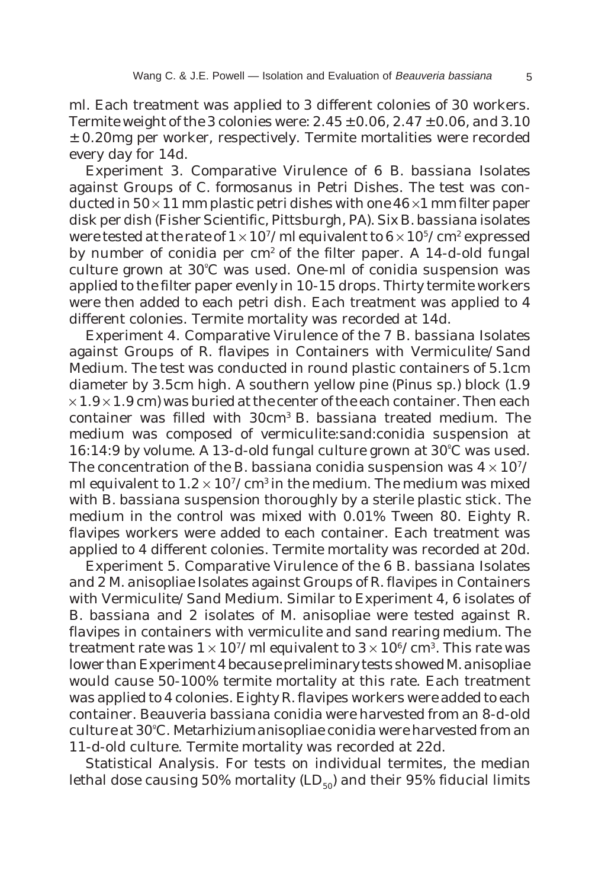ml. Each treatment was applied to 3 different colonies of 30 workers. Termite weight of the 3 colonies were: $2.45 \pm 0.06$, $2.47 \pm 0.06$, and $3.10 \pm 0.20$mg per worker, respectively. Termite mortalities were recorded every day for 14d.

Experiment 3. Comparative Virulence of 6 *B. bassiana* Isolates against Groups of *C. formosanus* in Petri Dishes. The test was conducted in $50 \times 11$ mm plastic petri dishes with one $46 \times 1$ mm filter paper disk per dish (Fisher Scientific, Pittsburgh, PA). Six *B. bassiana* isolates were tested at the rate of $1 \times 10^7$/ml equivalent to $6 \times 10^5$/cm$^2$ expressed by number of conidia per cm$^2$ of the filter paper. A 14-d-old fungal culture grown at 30°C was used. One-ml of conidia suspension was applied to the filter paper evenly in 10-15 drops. Thirty termite workers were then added to each petri dish. Each treatment was applied to 4 different colonies. Termite mortality was recorded at 14d.

Experiment 4. Comparative Virulence of the 7 *B. bassiana* Isolates against Groups of *R. flavipes* in Containers with Vermiculite/Sand Medium. The test was conducted in round plastic containers of 5.1cm diameter by 3.5cm high. A southern yellow pine (*Pinus* sp.) block ($1.9 \times 1.9 \times 1.9$ cm) was buried at the center of the each container. Then each container was filled with 30cm$^3$ *B. bassiana* treated medium. The medium was composed of vermiculite:sand:conidia suspension at 16:14:9 by volume. A 13-d-old fungal culture grown at 30°C was used. The concentration of the *B. bassiana* conidia suspension was $4 \times 10^7$/ml equivalent to $1.2 \times 10^7$/cm$^3$ in the medium. The medium was mixed with *B. bassiana* suspension thoroughly by a sterile plastic stick. The medium in the control was mixed with 0.01% Tween 80. Eighty *R. flavipes* workers were added to each container. Each treatment was applied to 4 different colonies. Termite mortality was recorded at 20d.

Experiment 5. Comparative Virulence of the 6 *B. bassiana* Isolates and 2 *M. anisopliae* Isolates against Groups of *R. flavipes* in Containers with Vermiculite/Sand Medium. Similar to Experiment 4, 6 isolates of *B. bassiana* and 2 isolates of *M. anisopliae* were tested against *R. flavipes* in containers with vermiculite and sand rearing medium. The treatment rate was $1 \times 10^7$/ml equivalent to $3 \times 10^6$/cm$^3$. This rate was lower than Experiment 4 because preliminary tests showed *M. anisopliae* would cause 50-100% termite mortality at this rate. Each treatment was applied to 4 colonies. Eighty *R. flavipes* workers were added to each container. *Beauveria bassiana* conidia were harvested from an 8-d-old culture at 30°C. *Metarhizium anisopliae* conidia were harvested from an 11-d-old culture. Termite mortality was recorded at 22d.

Statistical Analysis. For tests on individual termites, the median lethal dose causing 50% mortality ($LD_{50}$) and their 95% fiducial limits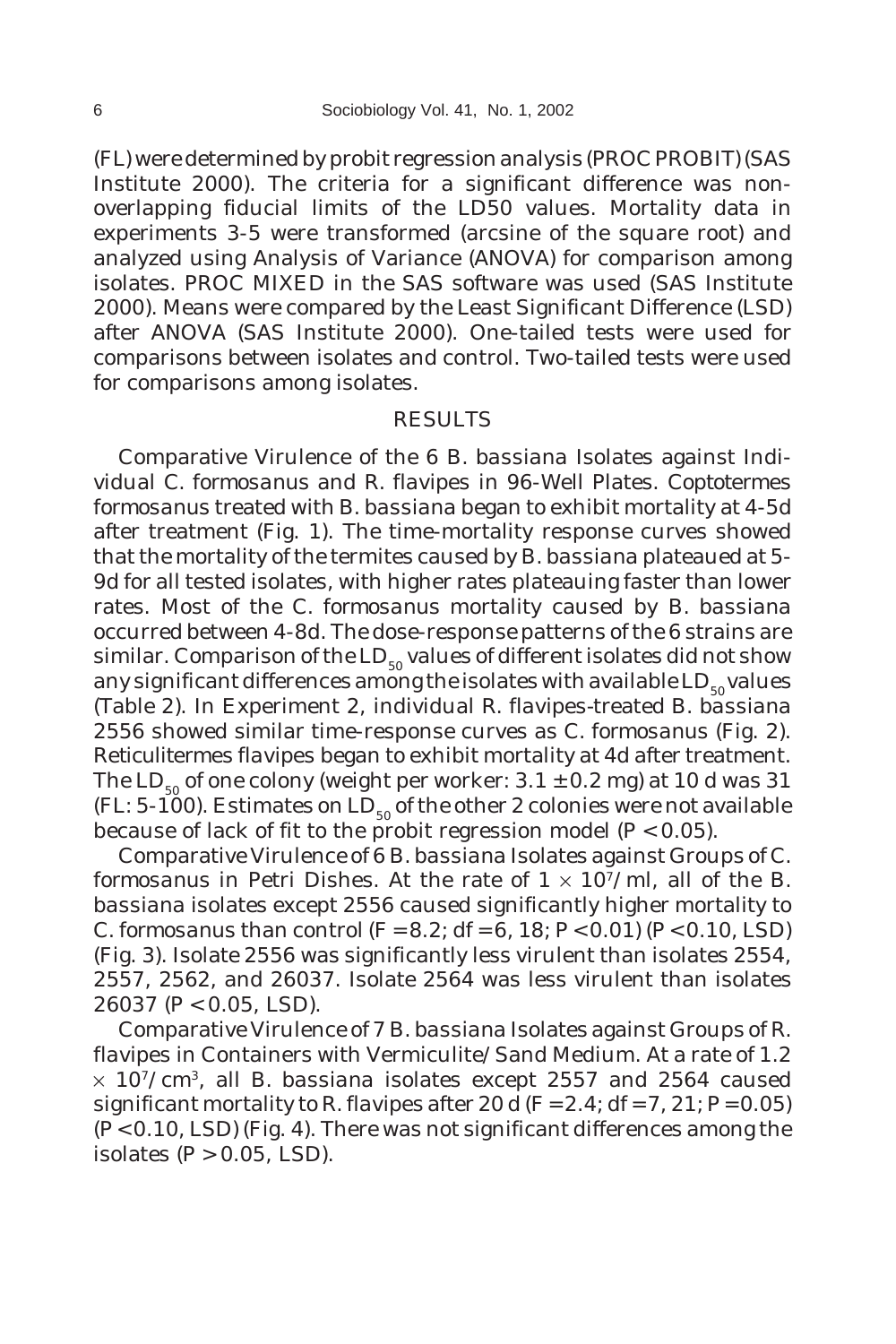(FL) were determined by probit regression analysis (PROC PROBIT) (SAS Institute 2000). The criteria for a significant difference was non-overlapping fiducial limits of the LD50 values. Mortality data in experiments 3-5 were transformed (arcsine of the square root) and analyzed using Analysis of Variance (ANOVA) for comparison among isolates. PROC MIXED in the SAS software was used (SAS Institute 2000). Means were compared by the Least Significant Difference (LSD) after ANOVA (SAS Institute 2000). One-tailed tests were used for comparisons between isolates and control. Two-tailed tests were used for comparisons among isolates.

## RESULTS

*Comparative Virulence of the 6 B. bassiana Isolates against Individual C. formosanus and R. flavipes in 96-Well Plates. Coptotermes formosanus* treated with *B. bassiana* began to exhibit mortality at 4-5d after treatment (Fig. 1). The time-mortality response curves showed that the mortality of the termites caused by *B. bassiana* plateaued at 5-9d for all tested isolates, with higher rates plateauing faster than lower rates. Most of the *C. formosanus* mortality caused by *B. bassiana* occurred between 4-8d. The dose-response patterns of the 6 strains are similar. Comparison of the $LD_{50}$ values of different isolates did not show any significant differences among the isolates with available $LD_{50}$ values (Table 2). In Experiment 2, individual *R. flavipes*-treated *B. bassiana* 2556 showed similar time-response curves as *C. formosanus* (Fig. 2). *Reticulitermes flavipes* began to exhibit mortality at 4d after treatment. The $LD_{50}$ of one colony (weight per worker: $3.1 \pm 0.2$ mg) at 10 d was 31 (FL: 5-100). Estimates on $LD_{50}$ of the other 2 colonies were not available because of lack of fit to the probit regression model ($P < 0.05$).

*Comparative Virulence of 6 B. bassiana Isolates against Groups of C. formosanus in Petri Dishes.* At the rate of $1 \times 10^7$/ml, all of the *B. bassiana* isolates except 2556 caused significantly higher mortality to *C. formosanus* than control ($F = 8.2$; $df = 6, 18$; $P < 0.01$) ($P < 0.10$, LSD) (Fig. 3). Isolate 2556 was significantly less virulent than isolates 2554, 2557, 2562, and 26037. Isolate 2564 was less virulent than isolates 26037 ($P < 0.05$, LSD).

*Comparative Virulence of 7 B. bassiana Isolates against Groups of R. flavipes in Containers with Vermiculite/Sand Medium.* At a rate of $1.2 \times 10^7$/cm$^3$, all *B. bassiana* isolates except 2557 and 2564 caused significant mortality to *R. flavipes* after 20 d ($F = 2.4$; $df = 7, 21$; $P = 0.05$) ($P < 0.10$, LSD) (Fig. 4). There was not significant differences among the isolates ($P > 0.05$, LSD).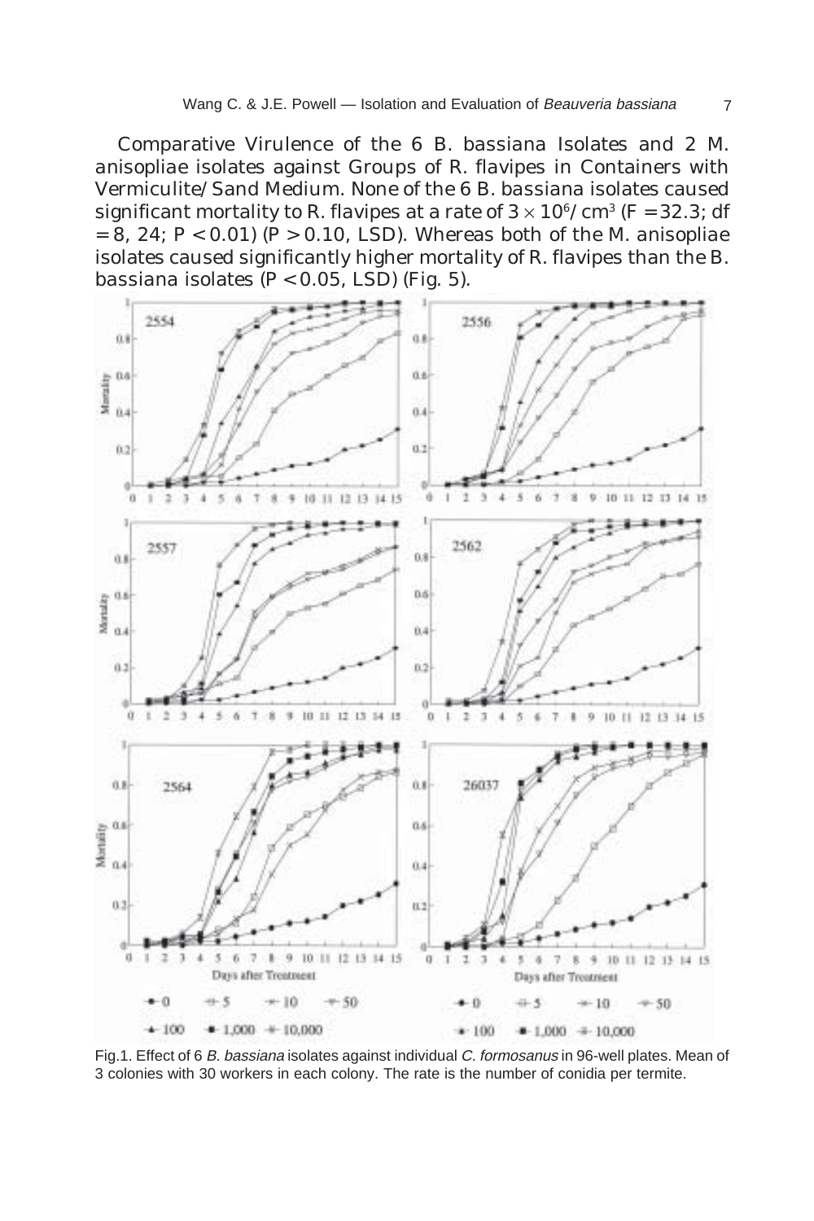Comparative Virulence of the 6 B. bassiana Isolates and 2 M. anisopliae isolates against Groups of R. flavipes in Containers with Vermiculite/Sand Medium. None of the 6 B. bassiana isolates caused significant mortality to R. flavipes at a rate of $3 \times 10^6$/cm$^3$ ($F = 32.3$; df $= 8, 24$; $P < 0.01$) ($P > 0.10$, LSD). Whereas both of the M. anisopliae isolates caused significantly higher mortality of R. flavipes than the B. bassiana isolates ($P < 0.05$, LSD) (Fig. 5).

Fig.1. Effect of 6 *B. bassiana* isolates against individual *C. formosanus* in 96-well plates. Mean of 3 colonies with 30 workers in each colony. The rate is the number of conidia per termite.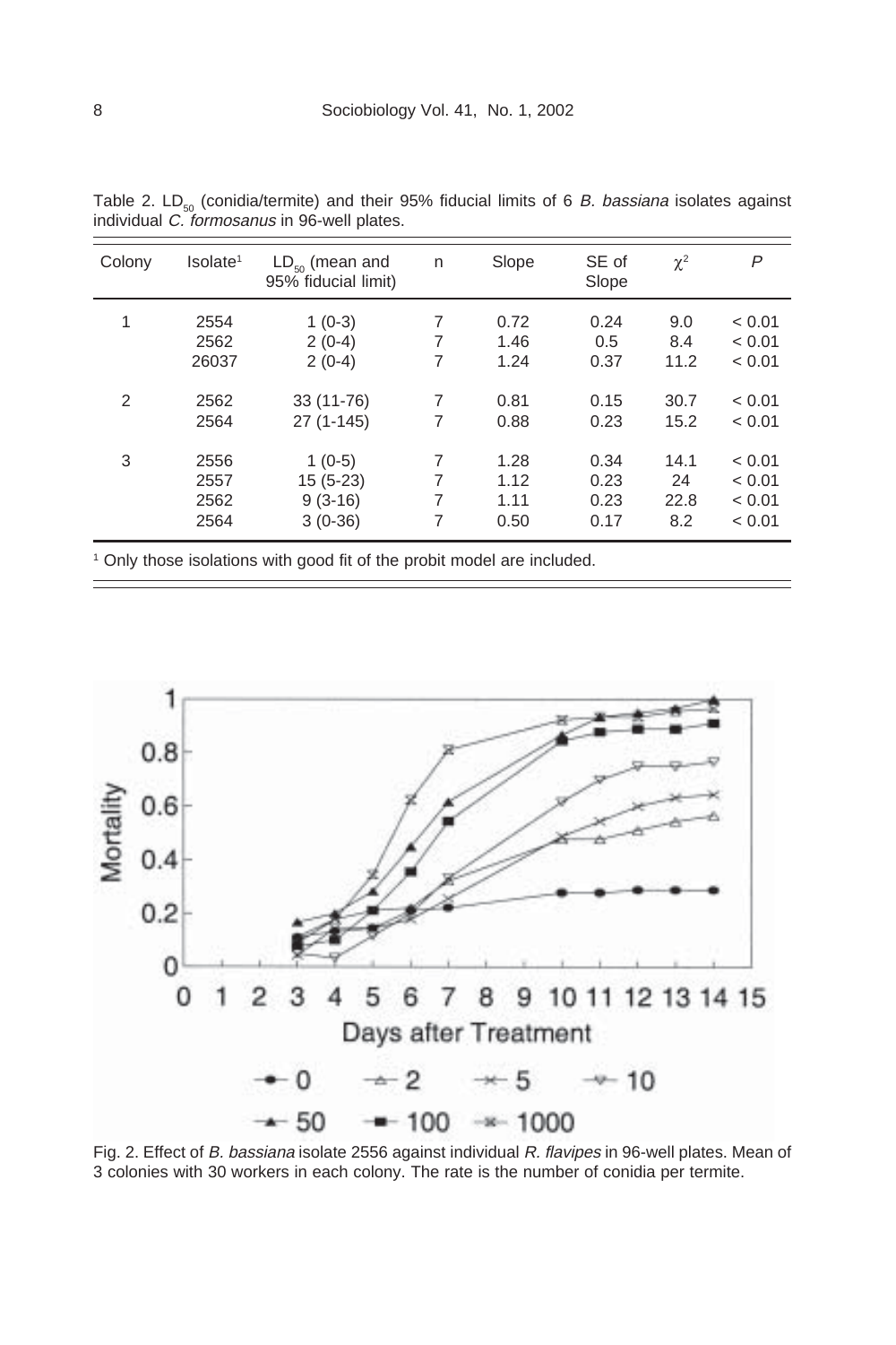Table 2. $LD_{50}$ (conidia/termite) and their 95% fiducial limits of 6 *B. bassiana* isolates against individual *C. formosanus* in 96-well plates.

| Colony | Isolate[1] | $LD_{50}$ (mean and 95% fiducial limit) | n | Slope | SE of Slope | $\chi^2$ | *P* |
|---|---|---|---|---|---|---|---|
| 1 | 2554 | 1 (0-3) | 7 | 0.72 | 0.24 | 9.0 | < 0.01 |
| | 2562 | 2 (0-4) | 7 | 1.46 | 0.5 | 8.4 | < 0.01 |
| | 26037 | 2 (0-4) | 7 | 1.24 | 0.37 | 11.2 | < 0.01 |
| 2 | 2562 | 33 (11-76) | 7 | 0.81 | 0.15 | 30.7 | < 0.01 |
| | 2564 | 27 (1-145) | 7 | 0.88 | 0.23 | 15.2 | < 0.01 |
| 3 | 2556 | 1 (0-5) | 7 | 1.28 | 0.34 | 14.1 | < 0.01 |
| | 2557 | 15 (5-23) | 7 | 1.12 | 0.23 | 24 | < 0.01 |
| | 2562 | 9 (3-16) | 7 | 1.11 | 0.23 | 22.8 | < 0.01 |
| | 2564 | 3 (0-36) | 7 | 0.50 | 0.17 | 8.2 | < 0.01 |

[1] Only those isolations with good fit of the probit model are included.

Fig. 2. Effect of *B. bassiana* isolate 2556 against individual *R. flavipes* in 96-well plates. Mean of 3 colonies with 30 workers in each colony. The rate is the number of conidia per termite.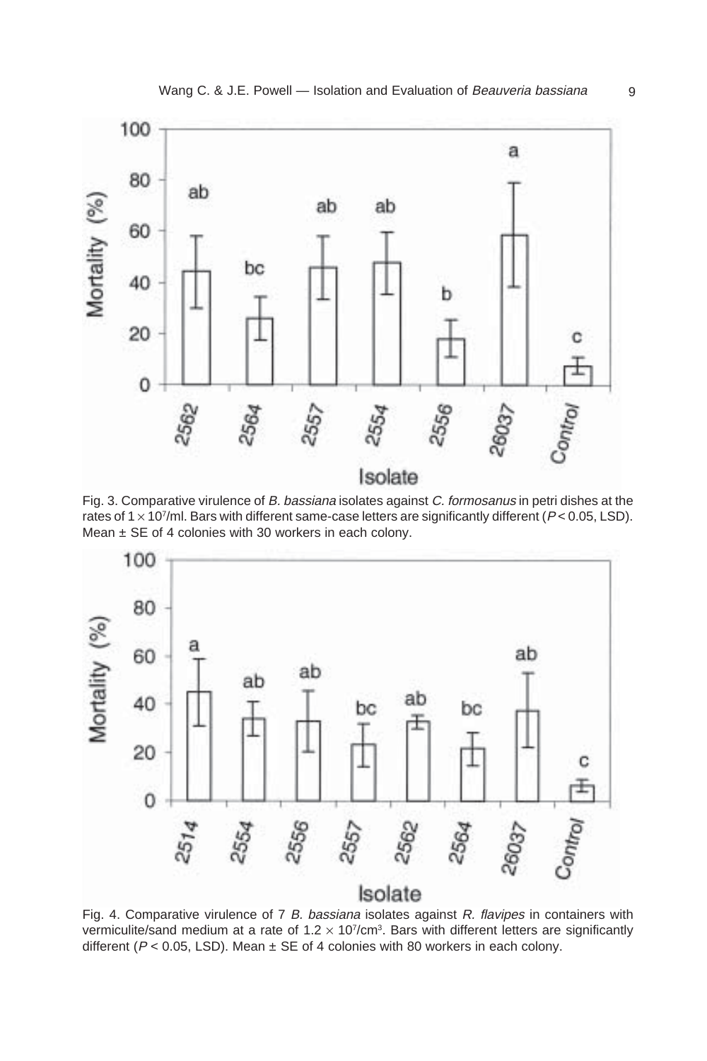Fig. 3. Comparative virulence of *B. bassiana* isolates against *C. formosanus* in petri dishes at the rates of $1 \times 10^7$/ml. Bars with different same-case letters are significantly different ($P < 0.05$, LSD). Mean ± SE of 4 colonies with 30 workers in each colony.

Fig. 4. Comparative virulence of 7 *B. bassiana* isolates against *R. flavipes* in containers with vermiculite/sand medium at a rate of $1.2 \times 10^7$/cm$^3$. Bars with different letters are significantly different ($P < 0.05$, LSD). Mean ± SE of 4 colonies with 80 workers in each colony.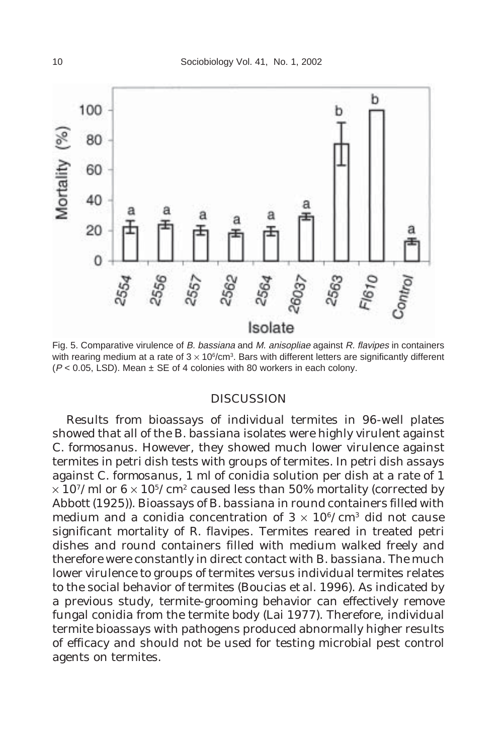Fig. 5. Comparative virulence of *B. bassiana* and *M. anisopliae* against *R. flavipes* in containers with rearing medium at a rate of $3 \times 10^6$/cm$^3$. Bars with different letters are significantly different ($P < 0.05$, LSD). Mean ± SE of 4 colonies with 80 workers in each colony.

## DISCUSSION

Results from bioassays of individual termites in 96-well plates showed that all of the *B. bassiana* isolates were highly virulent against *C. formosanus*. However, they showed much lower virulence against termites in petri dish tests with groups of termites. In petri dish assays against *C. formosanus*, 1 ml of conidia solution per dish at a rate of $1 \times 10^7$/ml or $6 \times 10^5$/cm$^2$ caused less than 50% mortality (corrected by Abbott (1925)). Bioassays of *B. bassiana* in round containers filled with medium and a conidia concentration of $3 \times 10^6$/cm$^3$ did not cause significant mortality of *R. flavipes*. Termites reared in treated petri dishes and round containers filled with medium walked freely and therefore were constantly in direct contact with *B. bassiana*. The much lower virulence to groups of termites versus individual termites relates to the social behavior of termites (Boucias et al. 1996). As indicated by a previous study, termite-grooming behavior can effectively remove fungal conidia from the termite body (Lai 1977). Therefore, individual termite bioassays with pathogens produced abnormally higher results of efficacy and should not be used for testing microbial pest control agents on termites.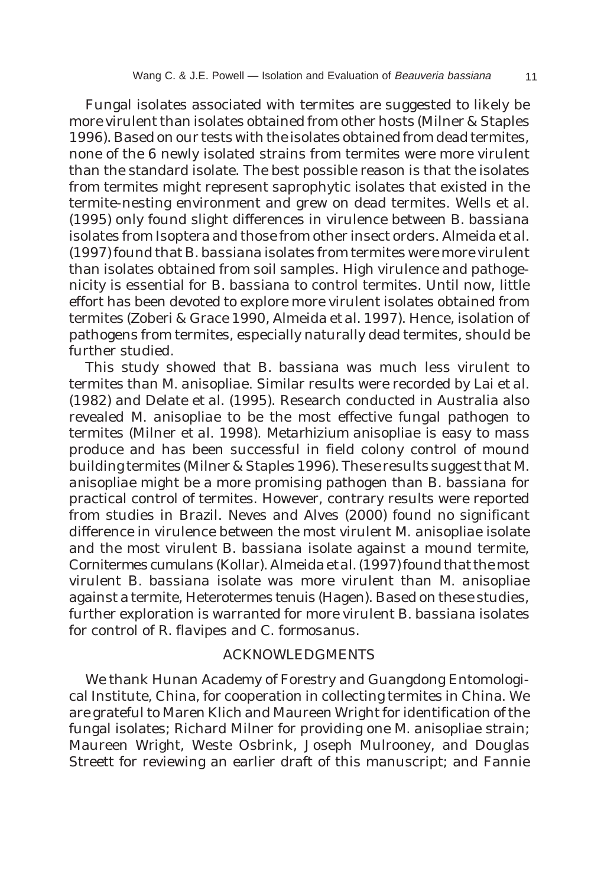Fungal isolates associated with termites are suggested to likely be more virulent than isolates obtained from other hosts (Milner & Staples 1996). Based on our tests with the isolates obtained from dead termites, none of the 6 newly isolated strains from termites were more virulent than the standard isolate. The best possible reason is that the isolates from termites might represent saprophytic isolates that existed in the termite-nesting environment and grew on dead termites. Wells et al. (1995) only found slight differences in virulence between *B. bassiana* isolates from Isoptera and those from other insect orders. Almeida et al. (1997) found that *B. bassiana* isolates from termites were more virulent than isolates obtained from soil samples. High virulence and pathogenicity is essential for *B. bassiana* to control termites. Until now, little effort has been devoted to explore more virulent isolates obtained from termites (Zoberi & Grace 1990, Almeida et al. 1997). Hence, isolation of pathogens from termites, especially naturally dead termites, should be further studied.

This study showed that *B. bassiana* was much less virulent to termites than *M. anisopliae*. Similar results were recorded by Lai et al. (1982) and Delate et al. (1995). Research conducted in Australia also revealed *M. anisopliae* to be the most effective fungal pathogen to termites (Milner et al. 1998). *Metarhizium anisopliae* is easy to mass produce and has been successful in field colony control of mound building termites (Milner & Staples 1996). These results suggest that *M. anisopliae* might be a more promising pathogen than *B. bassiana* for practical control of termites. However, contrary results were reported from studies in Brazil. Neves and Alves (2000) found no significant difference in virulence between the most virulent *M. anisopliae* isolate and the most virulent *B. bassiana* isolate against a mound termite, *Cornitermes cumulans* (Kollar). Almeida et al. (1997) found that the most virulent *B. bassiana* isolate was more virulent than *M. anisopliae* against a termite, *Heterotermes tenuis* (Hagen). Based on these studies, further exploration is warranted for more virulent *B. bassiana* isolates for control of *R. flavipes* and *C. formosanus*.

## ACKNOWLEDGMENTS

We thank Hunan Academy of Forestry and Guangdong Entomological Institute, China, for cooperation in collecting termites in China. We are grateful to Maren Klich and Maureen Wright for identification of the fungal isolates; Richard Milner for providing one *M. anisopliae* strain; Maureen Wright, Weste Osbrink, Joseph Mulrooney, and Douglas Streett for reviewing an earlier draft of this manuscript; and Fannie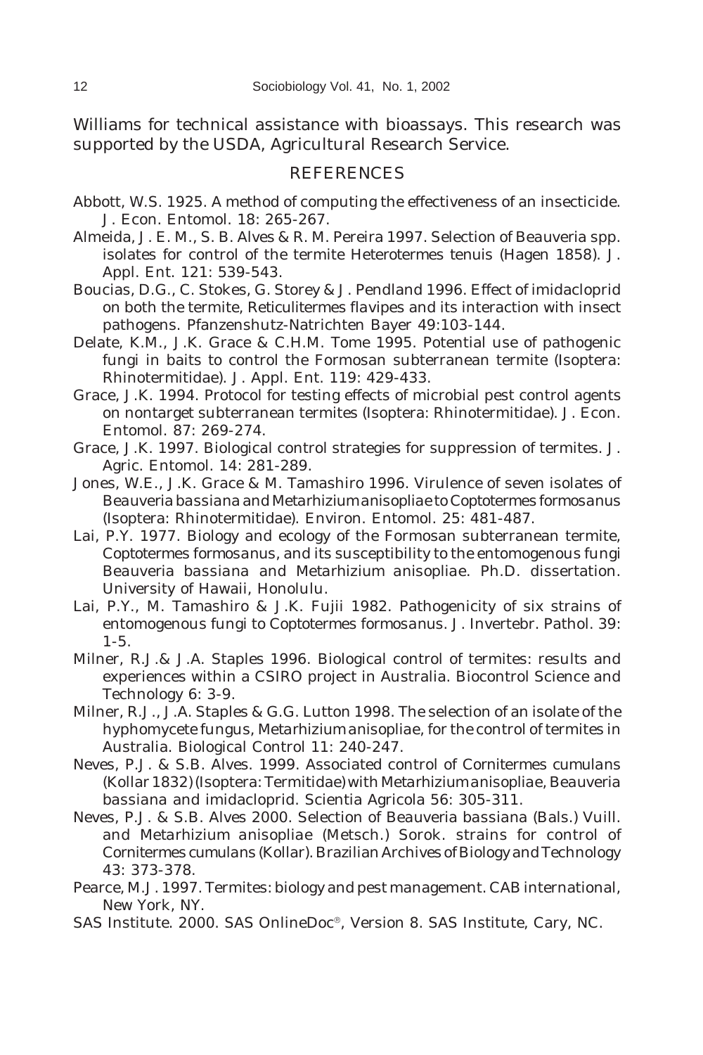Williams for technical assistance with bioassays. This research was supported by the USDA, Agricultural Research Service.

## REFERENCES

Abbott, W.S. 1925. A method of computing the effectiveness of an insecticide. J. Econ. Entomol. 18: 265-267.

Almeida, J. E. M., S. B. Alves & R. M. Pereira 1997. Selection of *Beauveria* spp. isolates for control of the termite *Heterotermes tenuis* (Hagen 1858). J. Appl. Ent. 121: 539-543.

Boucias, D.G., C. Stokes, G. Storey & J. Pendland 1996. Effect of imidacloprid on both the termite, *Reticulitermes flavipes* and its interaction with insect pathogens. Pfanzenshutz-Natrichten Bayer 49:103-144.

Delate, K.M., J.K. Grace & C.H.M. Tome 1995. Potential use of pathogenic fungi in baits to control the Formosan subterranean termite (Isoptera: Rhinotermitidae). J. Appl. Ent. 119: 429-433.

Grace, J.K. 1994. Protocol for testing effects of microbial pest control agents on nontarget subterranean termites (Isoptera: Rhinotermitidae). J. Econ. Entomol. 87: 269-274.

Grace, J.K. 1997. Biological control strategies for suppression of termites. J. Agric. Entomol. 14: 281-289.

Jones, W.E., J.K. Grace & M. Tamashiro 1996. Virulence of seven isolates of *Beauveria bassiana* and *Metarhizium anisopliae* to *Coptotermes formosanus* (Isoptera: Rhinotermitidae). Environ. Entomol. 25: 481-487.

Lai, P.Y. 1977. Biology and ecology of the Formosan subterranean termite, *Coptotermes formosanus*, and its susceptibility to the entomogenous fungi *Beauveria bassiana* and *Metarhizium anisopliae*. Ph.D. dissertation. University of Hawaii, Honolulu.

Lai, P.Y., M. Tamashiro & J.K. Fujii 1982. Pathogenicity of six strains of entomogenous fungi to *Coptotermes formosanus*. J. Invertebr. Pathol. 39: 1-5.

Milner, R.J.& J.A. Staples 1996. Biological control of termites: results and experiences within a CSIRO project in Australia. Biocontrol Science and Technology 6: 3-9.

Milner, R.J., J.A. Staples & G.G. Lutton 1998. The selection of an isolate of the hyphomycete fungus, *Metarhizium anisopliae*, for the control of termites in Australia. Biological Control 11: 240-247.

Neves, P.J. & S.B. Alves. 1999. Associated control of *Cornitermes cumulans* (Kollar 1832) (Isoptera: Termitidae) with *Metarhizium anisopliae*, *Beauveria bassiana* and imidacloprid. Scientia Agricola 56: 305-311.

Neves, P.J. & S.B. Alves 2000. Selection of *Beauveria bassiana* (Bals.) Vuill. and *Metarhizium anisopliae* (Metsch.) Sorok. strains for control of *Cornitermes cumulans* (Kollar). Brazilian Archives of Biology and Technology 43: 373-378.

Pearce, M.J. 1997. Termites: biology and pest management. CAB international, New York, NY.

SAS Institute. 2000. SAS OnlineDoc®, Version 8. SAS Institute, Cary, NC.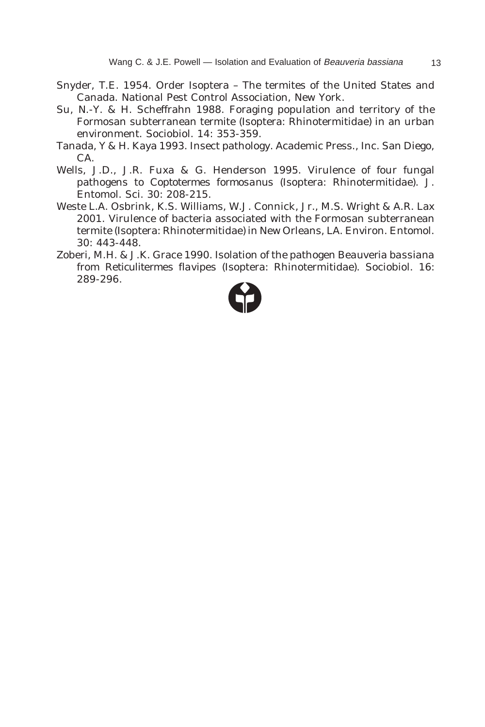Snyder, T.E. 1954. Order Isoptera – The termites of the United States and Canada. National Pest Control Association, New York.

Su, N.-Y. & H. Scheffrahn 1988. Foraging population and territory of the Formosan subterranean termite (Isoptera: Rhinotermitidae) in an urban environment. Sociobiol. 14: 353-359.

Tanada, Y & H. Kaya 1993. Insect pathology. Academic Press., Inc. San Diego, CA.

Wells, J.D., J.R. Fuxa & G. Henderson 1995. Virulence of four fungal pathogens to *Coptotermes formosanus* (Isoptera: Rhinotermitidae). J. Entomol. Sci. 30: 208-215.

Weste L.A. Osbrink, K.S. Williams, W.J. Connick, Jr., M.S. Wright & A.R. Lax 2001. Virulence of bacteria associated with the Formosan subterranean termite (Isoptera: Rhinotermitidae) in New Orleans, LA. Environ. Entomol. 30: 443-448.

Zoberi, M.H. & J.K. Grace 1990. Isolation of the pathogen *Beauveria bassiana* from *Reticulitermes flavipes* (Isoptera: Rhinotermitidae). Sociobiol. 16: 289-296.